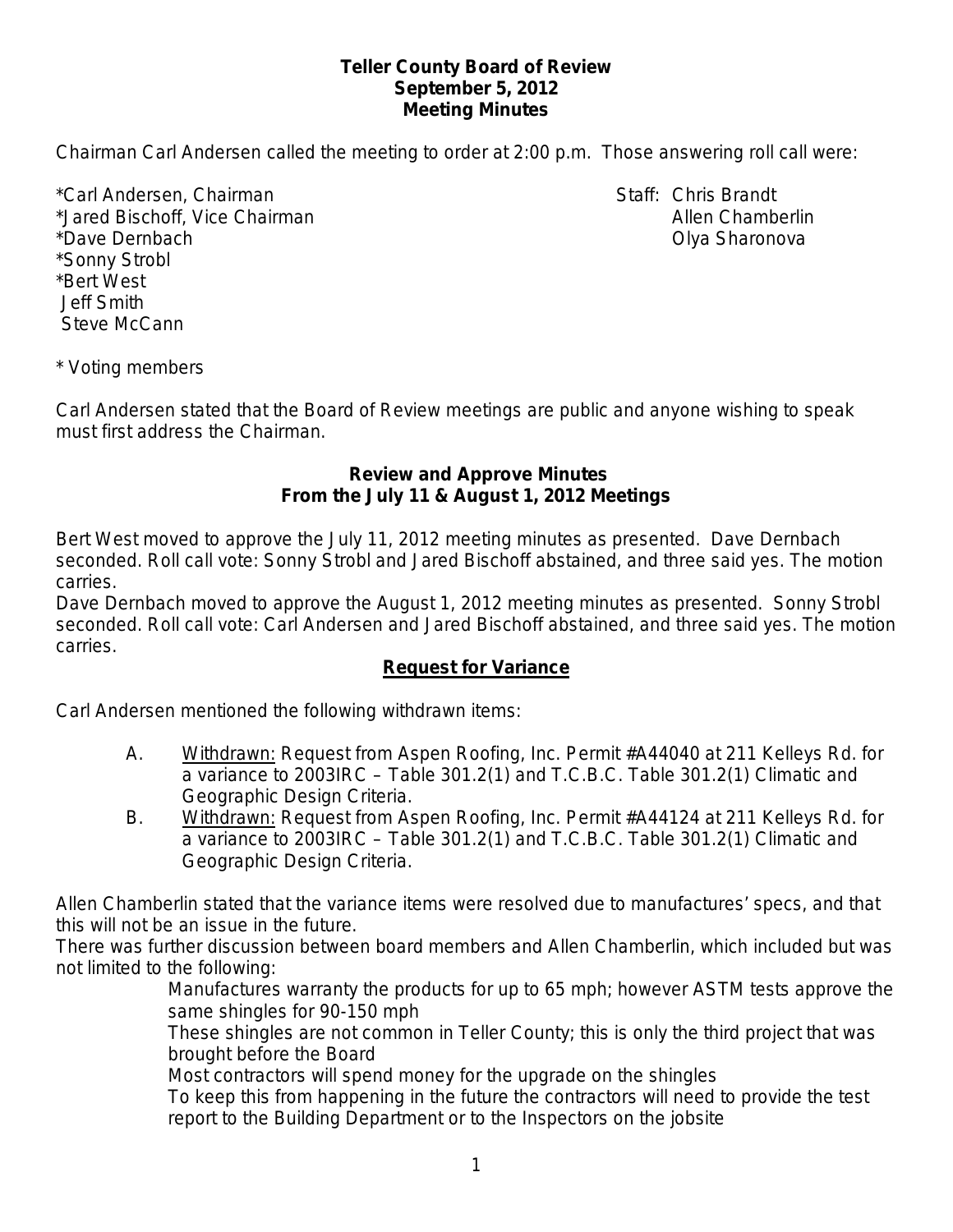**Teller County Board of Review**
**September 5, 2012**
**Meeting Minutes**

Chairman Carl Andersen called the meeting to order at 2:00 p.m. Those answering roll call were:

*Carl Andersen, Chairman
*Jared Bischoff, Vice Chairman
*Dave Dernbach
*Sonny Strobl
*Bert West
Jeff Smith
Steve McCann

Staff: Chris Brandt
Allen Chamberlin
Olya Sharonova

* Voting members

Carl Andersen stated that the Board of Review meetings are public and anyone wishing to speak must first address the Chairman.

## Review and Approve Minutes From the July 11 & August 1, 2012 Meetings

Bert West moved to approve the July 11, 2012 meeting minutes as presented. Dave Dernbach seconded. Roll call vote: Sonny Strobl and Jared Bischoff abstained, and three said yes. The motion carries.

Dave Dernbach moved to approve the August 1, 2012 meeting minutes as presented. Sonny Strobl seconded. Roll call vote: Carl Andersen and Jared Bischoff abstained, and three said yes. The motion carries.

## Request for Variance

Carl Andersen mentioned the following withdrawn items:

A. Withdrawn: Request from Aspen Roofing, Inc. Permit #A44040 at 211 Kelleys Rd. for a variance to 2003IRC – Table 301.2(1) and T.C.B.C. Table 301.2(1) Climatic and Geographic Design Criteria.

B. Withdrawn: Request from Aspen Roofing, Inc. Permit #A44124 at 211 Kelleys Rd. for a variance to 2003IRC – Table 301.2(1) and T.C.B.C. Table 301.2(1) Climatic and Geographic Design Criteria.

Allen Chamberlin stated that the variance items were resolved due to manufactures' specs, and that this will not be an issue in the future.

There was further discussion between board members and Allen Chamberlin, which included but was not limited to the following:

- Manufactures warranty the products for up to 65 mph; however ASTM tests approve the same shingles for 90-150 mph
- These shingles are not common in Teller County; this is only the third project that was brought before the Board
- Most contractors will spend money for the upgrade on the shingles
- To keep this from happening in the future the contractors will need to provide the test report to the Building Department or to the Inspectors on the jobsite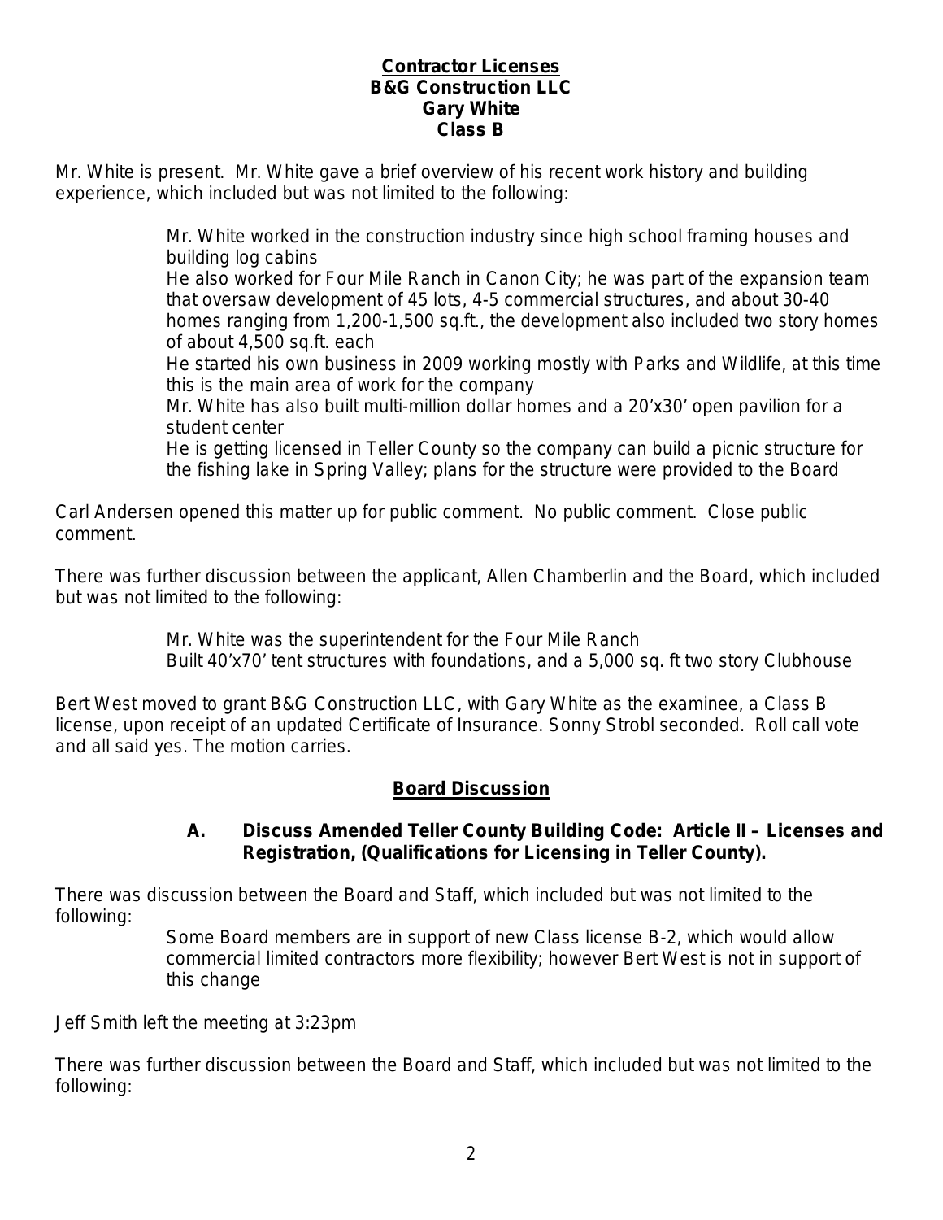**Contractor Licenses**
**B&G Construction LLC**
**Gary White**
**Class B**

Mr. White is present. Mr. White gave a brief overview of his recent work history and building experience, which included but was not limited to the following:

> Mr. White worked in the construction industry since high school framing houses and building log cabins
> He also worked for Four Mile Ranch in Canon City; he was part of the expansion team that oversaw development of 45 lots, 4-5 commercial structures, and about 30-40 homes ranging from 1,200-1,500 sq.ft., the development also included two story homes of about 4,500 sq.ft. each
> He started his own business in 2009 working mostly with Parks and Wildlife, at this time this is the main area of work for the company
> Mr. White has also built multi-million dollar homes and a 20'x30' open pavilion for a student center
> He is getting licensed in Teller County so the company can build a picnic structure for the fishing lake in Spring Valley; plans for the structure were provided to the Board

Carl Andersen opened this matter up for public comment. No public comment. Close public comment.

There was further discussion between the applicant, Allen Chamberlin and the Board, which included but was not limited to the following:

> Mr. White was the superintendent for the Four Mile Ranch
> Built 40'x70' tent structures with foundations, and a 5,000 sq. ft two story Clubhouse

Bert West moved to grant B&G Construction LLC, with Gary White as the examinee, a Class B license, upon receipt of an updated Certificate of Insurance. Sonny Strobl seconded. Roll call vote and all said yes. The motion carries.

## Board Discussion

### A. Discuss Amended Teller County Building Code: Article II – Licenses and Registration, (Qualifications for Licensing in Teller County).

There was discussion between the Board and Staff, which included but was not limited to the following:

> Some Board members are in support of new Class license B-2, which would allow commercial limited contractors more flexibility; however Bert West is not in support of this change

Jeff Smith left the meeting at 3:23pm

There was further discussion between the Board and Staff, which included but was not limited to the following: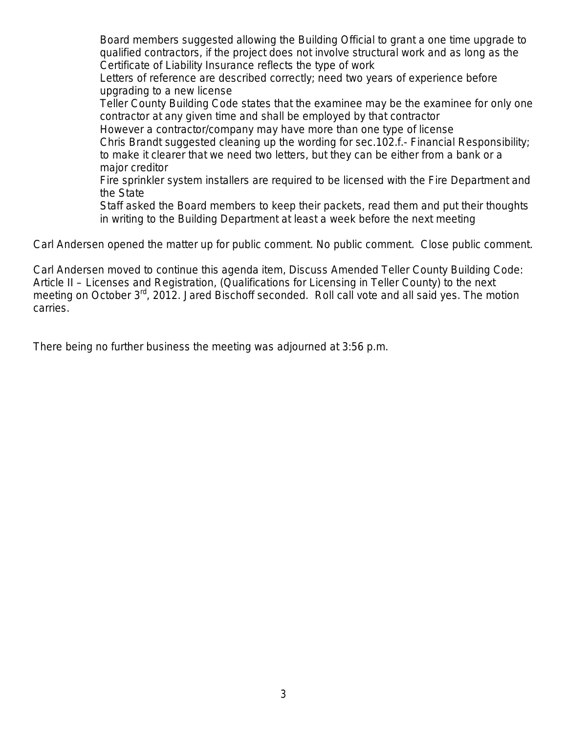- Board members suggested allowing the Building Official to grant a one time upgrade to qualified contractors, if the project does not involve structural work and as long as the Certificate of Liability Insurance reflects the type of work
- Letters of reference are described correctly; need two years of experience before upgrading to a new license
- Teller County Building Code states that the examinee may be the examinee for only one contractor at any given time and shall be employed by that contractor
- However a contractor/company may have more than one type of license
- Chris Brandt suggested cleaning up the wording for sec.102.f.- Financial Responsibility; to make it clearer that we need two letters, but they can be either from a bank or a major creditor
- Fire sprinkler system installers are required to be licensed with the Fire Department and the State
- Staff asked the Board members to keep their packets, read them and put their thoughts in writing to the Building Department at least a week before the next meeting

Carl Andersen opened the matter up for public comment. No public comment. Close public comment.

Carl Andersen moved to continue this agenda item, Discuss Amended Teller County Building Code: Article II – Licenses and Registration, (Qualifications for Licensing in Teller County) to the next meeting on October 3rd, 2012. Jared Bischoff seconded. Roll call vote and all said yes. The motion carries.

There being no further business the meeting was adjourned at 3:56 p.m.